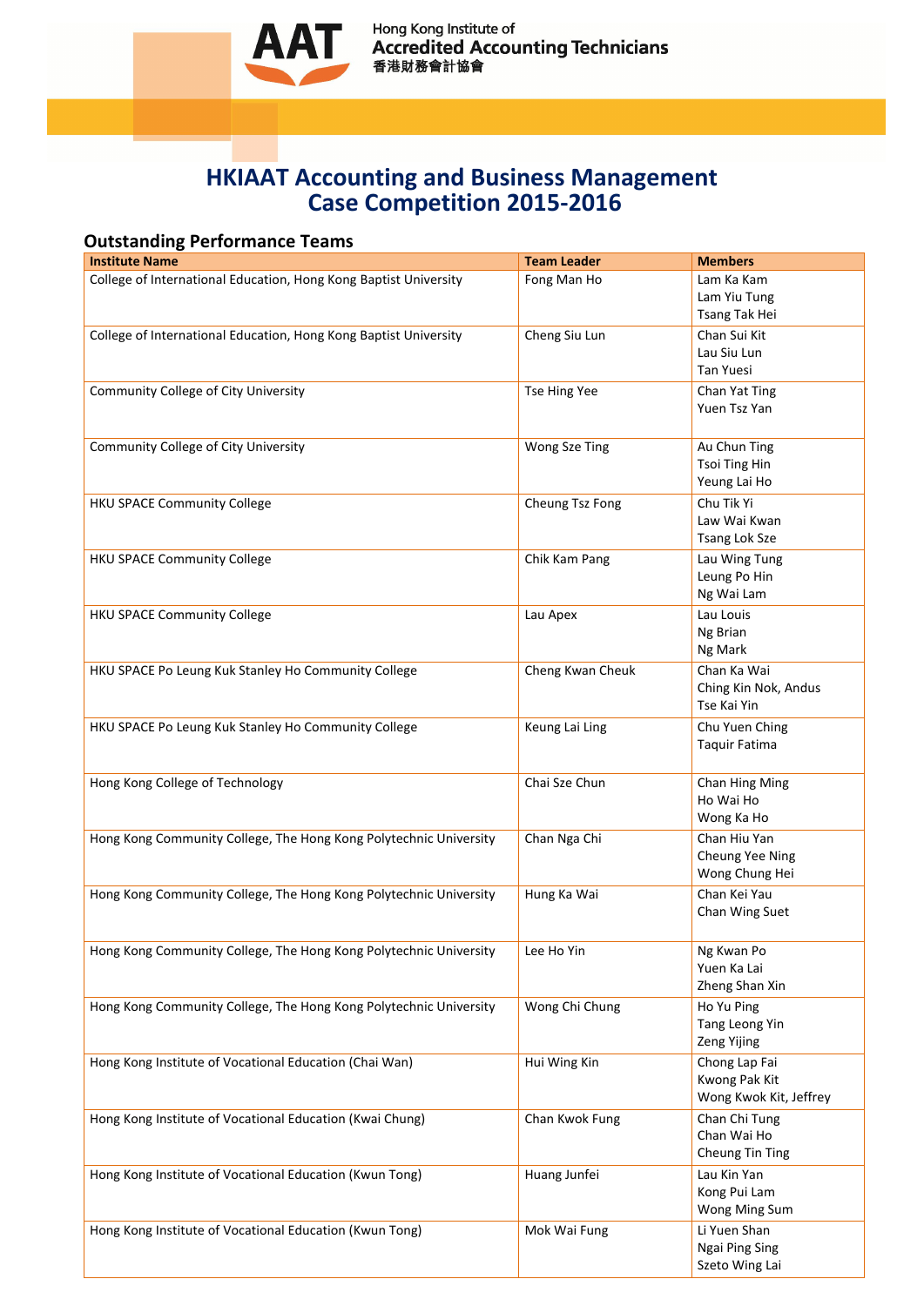Hong Kong Institute of Accredited Accounting Technicians
香港財務會計協會

# HKIAAT Accounting and Business Management Case Competition 2015-2016

## Outstanding Performance Teams

| Institute Name | Team Leader | Members |
|---|---|---|
| College of International Education, Hong Kong Baptist University | Fong Man Ho | Lam Ka Kam<br>Lam Yiu Tung<br>Tsang Tak Hei |
| College of International Education, Hong Kong Baptist University | Cheng Siu Lun | Chan Sui Kit<br>Lau Siu Lun<br>Tan Yuesi |
| Community College of City University | Tse Hing Yee | Chan Yat Ting<br>Yuen Tsz Yan |
| Community College of City University | Wong Sze Ting | Au Chun Ting<br>Tsoi Ting Hin<br>Yeung Lai Ho |
| HKU SPACE Community College | Cheung Tsz Fong | Chu Tik Yi<br>Law Wai Kwan<br>Tsang Lok Sze |
| HKU SPACE Community College | Chik Kam Pang | Lau Wing Tung<br>Leung Po Hin<br>Ng Wai Lam |
| HKU SPACE Community College | Lau Apex | Lau Louis<br>Ng Brian<br>Ng Mark |
| HKU SPACE Po Leung Kuk Stanley Ho Community College | Cheng Kwan Cheuk | Chan Ka Wai<br>Ching Kin Nok, Andus<br>Tse Kai Yin |
| HKU SPACE Po Leung Kuk Stanley Ho Community College | Keung Lai Ling | Chu Yuen Ching<br>Taquir Fatima |
| Hong Kong College of Technology | Chai Sze Chun | Chan Hing Ming<br>Ho Wai Ho<br>Wong Ka Ho |
| Hong Kong Community College, The Hong Kong Polytechnic University | Chan Nga Chi | Chan Hiu Yan<br>Cheung Yee Ning<br>Wong Chung Hei |
| Hong Kong Community College, The Hong Kong Polytechnic University | Hung Ka Wai | Chan Kei Yau<br>Chan Wing Suet |
| Hong Kong Community College, The Hong Kong Polytechnic University | Lee Ho Yin | Ng Kwan Po<br>Yuen Ka Lai<br>Zheng Shan Xin |
| Hong Kong Community College, The Hong Kong Polytechnic University | Wong Chi Chung | Ho Yu Ping<br>Tang Leong Yin<br>Zeng Yijing |
| Hong Kong Institute of Vocational Education (Chai Wan) | Hui Wing Kin | Chong Lap Fai<br>Kwong Pak Kit<br>Wong Kwok Kit, Jeffrey |
| Hong Kong Institute of Vocational Education (Kwai Chung) | Chan Kwok Fung | Chan Chi Tung<br>Chan Wai Ho<br>Cheung Tin Ting |
| Hong Kong Institute of Vocational Education (Kwun Tong) | Huang Junfei | Lau Kin Yan<br>Kong Pui Lam<br>Wong Ming Sum |
| Hong Kong Institute of Vocational Education (Kwun Tong) | Mok Wai Fung | Li Yuen Shan<br>Ngai Ping Sing<br>Szeto Wing Lai |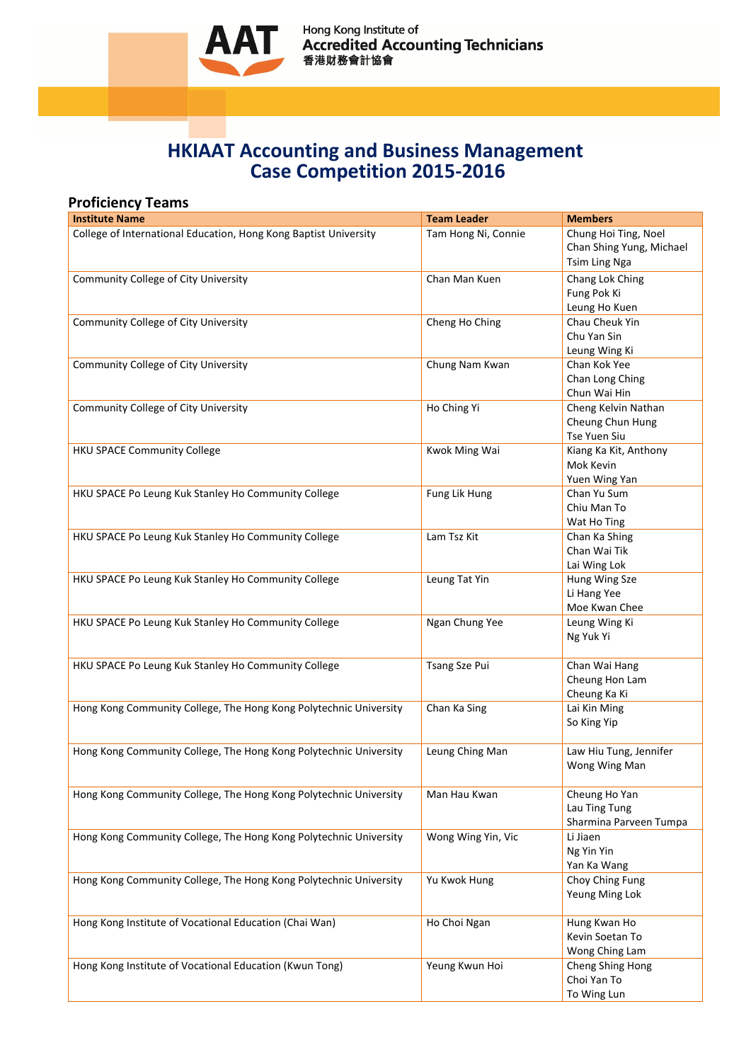# HKIAAT Accounting and Business Management Case Competition 2015-2016

## Proficiency Teams

| Institute Name | Team Leader | Members |
|---|---|---|
| College of International Education, Hong Kong Baptist University | Tam Hong Ni, Connie | Chung Hoi Ting, Noel<br>Chan Shing Yung, Michael<br>Tsim Ling Nga |
| Community College of City University | Chan Man Kuen | Chang Lok Ching<br>Fung Pok Ki<br>Leung Ho Kuen |
| Community College of City University | Cheng Ho Ching | Chau Cheuk Yin<br>Chu Yan Sin<br>Leung Wing Ki |
| Community College of City University | Chung Nam Kwan | Chan Kok Yee<br>Chan Long Ching<br>Chun Wai Hin |
| Community College of City University | Ho Ching Yi | Cheng Kelvin Nathan<br>Cheung Chun Hung<br>Tse Yuen Siu |
| HKU SPACE Community College | Kwok Ming Wai | Kiang Ka Kit, Anthony<br>Mok Kevin<br>Yuen Wing Yan |
| HKU SPACE Po Leung Kuk Stanley Ho Community College | Fung Lik Hung | Chan Yu Sum<br>Chiu Man To<br>Wat Ho Ting |
| HKU SPACE Po Leung Kuk Stanley Ho Community College | Lam Tsz Kit | Chan Ka Shing<br>Chan Wai Tik<br>Lai Wing Lok |
| HKU SPACE Po Leung Kuk Stanley Ho Community College | Leung Tat Yin | Hung Wing Sze<br>Li Hang Yee<br>Moe Kwan Chee |
| HKU SPACE Po Leung Kuk Stanley Ho Community College | Ngan Chung Yee | Leung Wing Ki<br>Ng Yuk Yi |
| HKU SPACE Po Leung Kuk Stanley Ho Community College | Tsang Sze Pui | Chan Wai Hang<br>Cheung Hon Lam<br>Cheung Ka Ki |
| Hong Kong Community College, The Hong Kong Polytechnic University | Chan Ka Sing | Lai Kin Ming<br>So King Yip |
| Hong Kong Community College, The Hong Kong Polytechnic University | Leung Ching Man | Law Hiu Tung, Jennifer<br>Wong Wing Man |
| Hong Kong Community College, The Hong Kong Polytechnic University | Man Hau Kwan | Cheung Ho Yan<br>Lau Ting Tung<br>Sharmina Parveen Tumpa |
| Hong Kong Community College, The Hong Kong Polytechnic University | Wong Wing Yin, Vic | Li Jiaen<br>Ng Yin Yin<br>Yan Ka Wang |
| Hong Kong Community College, The Hong Kong Polytechnic University | Yu Kwok Hung | Choy Ching Fung<br>Yeung Ming Lok |
| Hong Kong Institute of Vocational Education (Chai Wan) | Ho Choi Ngan | Hung Kwan Ho<br>Kevin Soetan To<br>Wong Ching Lam |
| Hong Kong Institute of Vocational Education (Kwun Tong) | Yeung Kwun Hoi | Cheng Shing Hong<br>Choi Yan To<br>To Wing Lun |